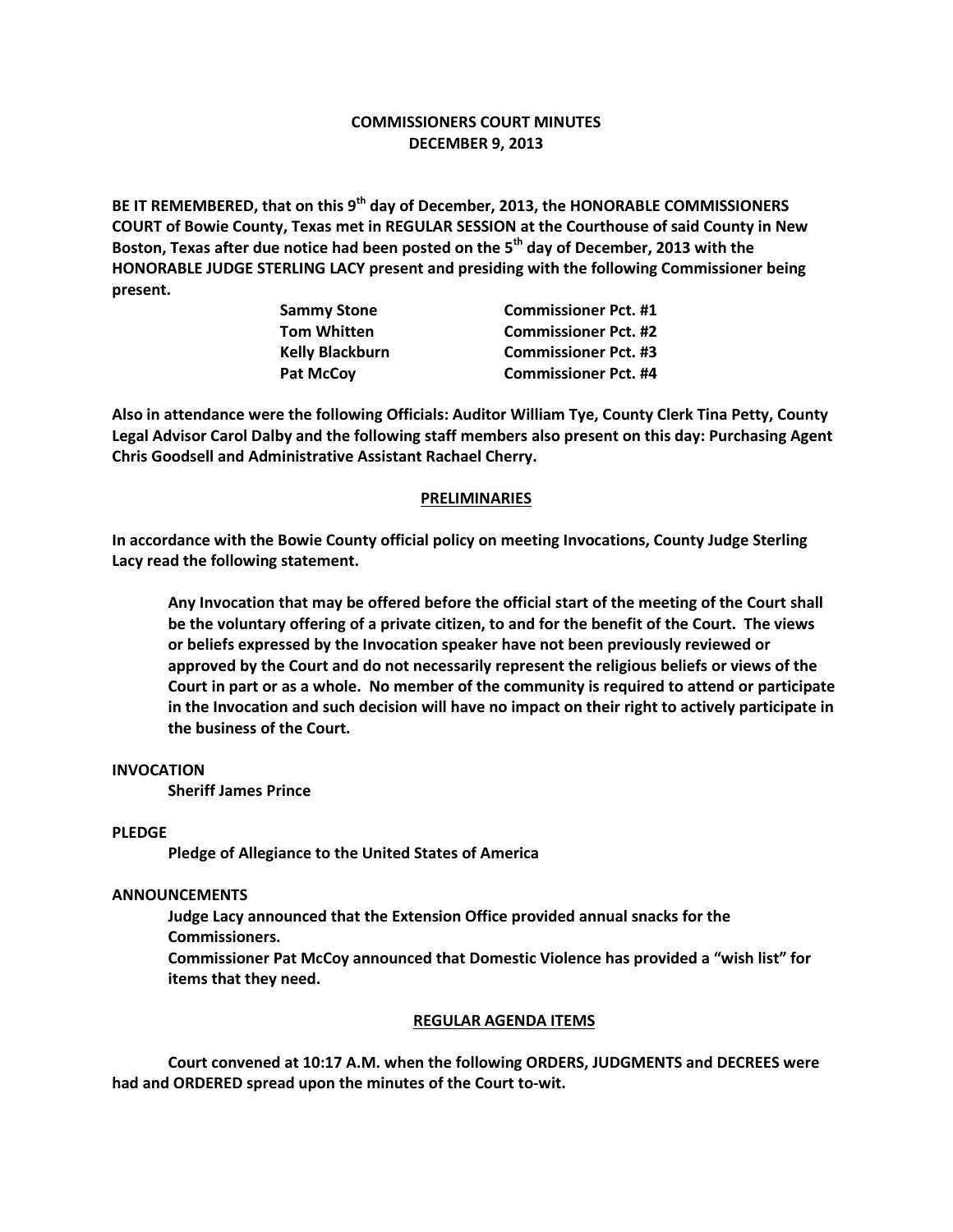# COMMISSIONERS COURT MINUTES
## DECEMBER 9, 2013

**BE IT REMEMBERED, that on this 9th day of December, 2013, the HONORABLE COMMISSIONERS COURT of Bowie County, Texas met in REGULAR SESSION at the Courthouse of said County in New Boston, Texas after due notice had been posted on the 5th day of December, 2013 with the HONORABLE JUDGE STERLING LACY present and presiding with the following Commissioner being present.**

| | |
|---|---|
| **Sammy Stone** | **Commissioner Pct. #1** |
| **Tom Whitten** | **Commissioner Pct. #2** |
| **Kelly Blackburn** | **Commissioner Pct. #3** |
| **Pat McCoy** | **Commissioner Pct. #4** |

**Also in attendance were the following Officials: Auditor William Tye, County Clerk Tina Petty, County Legal Advisor Carol Dalby and the following staff members also present on this day: Purchasing Agent Chris Goodsell and Administrative Assistant Rachael Cherry.**

## PRELIMINARIES

**In accordance with the Bowie County official policy on meeting Invocations, County Judge Sterling Lacy read the following statement.**

> **Any Invocation that may be offered before the official start of the meeting of the Court shall be the voluntary offering of a private citizen, to and for the benefit of the Court. The views or beliefs expressed by the Invocation speaker have not been previously reviewed or approved by the Court and do not necessarily represent the religious beliefs or views of the Court in part or as a whole. No member of the community is required to attend or participate in the Invocation and such decision will have no impact on their right to actively participate in the business of the Court.**

**INVOCATION**

**Sheriff James Prince**

**PLEDGE**

**Pledge of Allegiance to the United States of America**

**ANNOUNCEMENTS**

**Judge Lacy announced that the Extension Office provided annual snacks for the Commissioners.**

**Commissioner Pat McCoy announced that Domestic Violence has provided a "wish list" for items that they need.**

## REGULAR AGENDA ITEMS

**Court convened at 10:17 A.M. when the following ORDERS, JUDGMENTS and DECREES were had and ORDERED spread upon the minutes of the Court to-wit.**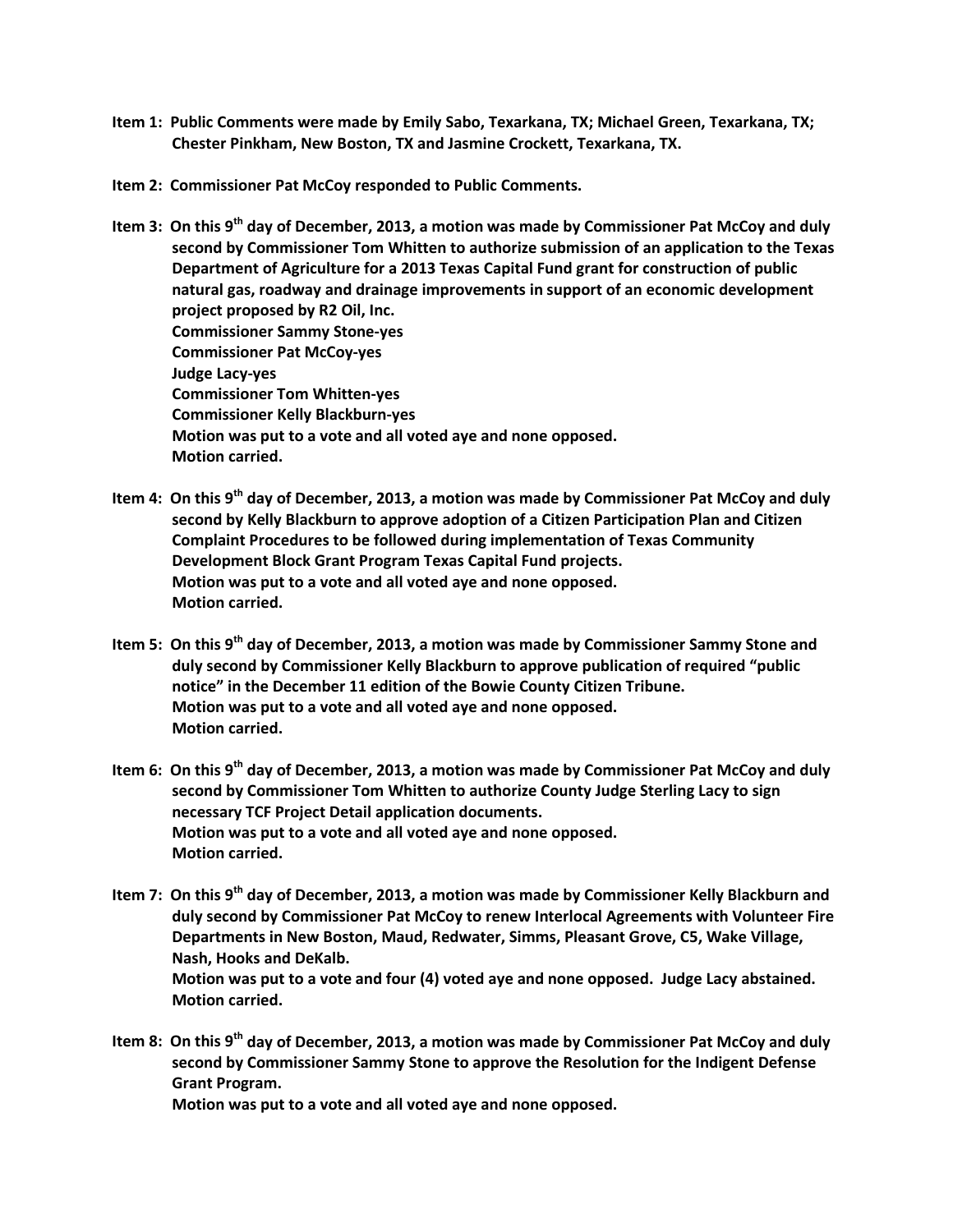**Item 1: Public Comments were made by Emily Sabo, Texarkana, TX; Michael Green, Texarkana, TX; Chester Pinkham, New Boston, TX and Jasmine Crockett, Texarkana, TX.**

**Item 2: Commissioner Pat McCoy responded to Public Comments.**

**Item 3: On this 9th day of December, 2013, a motion was made by Commissioner Pat McCoy and duly second by Commissioner Tom Whitten to authorize submission of an application to the Texas Department of Agriculture for a 2013 Texas Capital Fund grant for construction of public natural gas, roadway and drainage improvements in support of an economic development project proposed by R2 Oil, Inc.**
**Commissioner Sammy Stone-yes**
**Commissioner Pat McCoy-yes**
**Judge Lacy-yes**
**Commissioner Tom Whitten-yes**
**Commissioner Kelly Blackburn-yes**
**Motion was put to a vote and all voted aye and none opposed.**
**Motion carried.**

**Item 4: On this 9th day of December, 2013, a motion was made by Commissioner Pat McCoy and duly second by Kelly Blackburn to approve adoption of a Citizen Participation Plan and Citizen Complaint Procedures to be followed during implementation of Texas Community Development Block Grant Program Texas Capital Fund projects.**
**Motion was put to a vote and all voted aye and none opposed.**
**Motion carried.**

**Item 5: On this 9th day of December, 2013, a motion was made by Commissioner Sammy Stone and duly second by Commissioner Kelly Blackburn to approve publication of required "public notice" in the December 11 edition of the Bowie County Citizen Tribune.**
**Motion was put to a vote and all voted aye and none opposed.**
**Motion carried.**

**Item 6: On this 9th day of December, 2013, a motion was made by Commissioner Pat McCoy and duly second by Commissioner Tom Whitten to authorize County Judge Sterling Lacy to sign necessary TCF Project Detail application documents.**
**Motion was put to a vote and all voted aye and none opposed.**
**Motion carried.**

**Item 7: On this 9th day of December, 2013, a motion was made by Commissioner Kelly Blackburn and duly second by Commissioner Pat McCoy to renew Interlocal Agreements with Volunteer Fire Departments in New Boston, Maud, Redwater, Simms, Pleasant Grove, C5, Wake Village, Nash, Hooks and DeKalb.**
**Motion was put to a vote and four (4) voted aye and none opposed. Judge Lacy abstained.**
**Motion carried.**

**Item 8: On this 9th day of December, 2013, a motion was made by Commissioner Pat McCoy and duly second by Commissioner Sammy Stone to approve the Resolution for the Indigent Defense Grant Program.**
**Motion was put to a vote and all voted aye and none opposed.**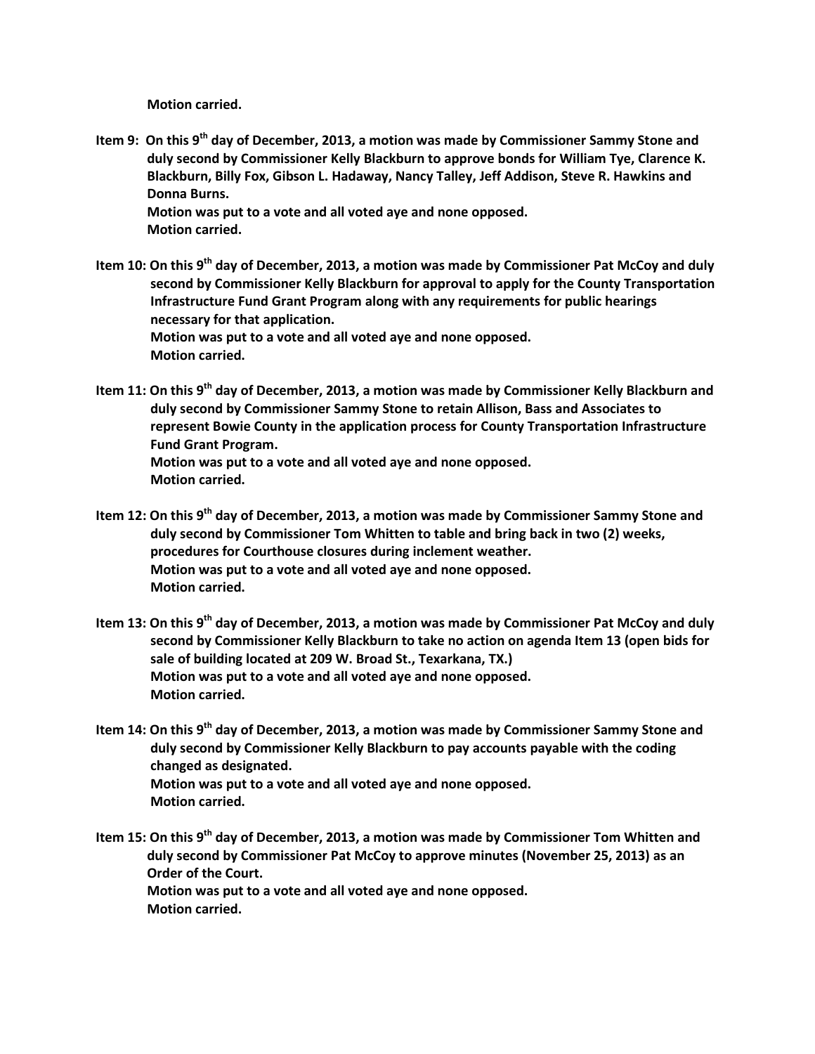**Motion carried.**

**Item 9: On this 9th day of December, 2013, a motion was made by Commissioner Sammy Stone and duly second by Commissioner Kelly Blackburn to approve bonds for William Tye, Clarence K. Blackburn, Billy Fox, Gibson L. Hadaway, Nancy Talley, Jeff Addison, Steve R. Hawkins and Donna Burns.**
**Motion was put to a vote and all voted aye and none opposed.**
**Motion carried.**

**Item 10: On this 9th day of December, 2013, a motion was made by Commissioner Pat McCoy and duly second by Commissioner Kelly Blackburn for approval to apply for the County Transportation Infrastructure Fund Grant Program along with any requirements for public hearings necessary for that application.**
**Motion was put to a vote and all voted aye and none opposed.**
**Motion carried.**

**Item 11: On this 9th day of December, 2013, a motion was made by Commissioner Kelly Blackburn and duly second by Commissioner Sammy Stone to retain Allison, Bass and Associates to represent Bowie County in the application process for County Transportation Infrastructure Fund Grant Program.**
**Motion was put to a vote and all voted aye and none opposed.**
**Motion carried.**

**Item 12: On this 9th day of December, 2013, a motion was made by Commissioner Sammy Stone and duly second by Commissioner Tom Whitten to table and bring back in two (2) weeks, procedures for Courthouse closures during inclement weather.**
**Motion was put to a vote and all voted aye and none opposed.**
**Motion carried.**

**Item 13: On this 9th day of December, 2013, a motion was made by Commissioner Pat McCoy and duly second by Commissioner Kelly Blackburn to take no action on agenda Item 13 (open bids for sale of building located at 209 W. Broad St., Texarkana, TX.)**
**Motion was put to a vote and all voted aye and none opposed.**
**Motion carried.**

**Item 14: On this 9th day of December, 2013, a motion was made by Commissioner Sammy Stone and duly second by Commissioner Kelly Blackburn to pay accounts payable with the coding changed as designated.**
**Motion was put to a vote and all voted aye and none opposed.**
**Motion carried.**

**Item 15: On this 9th day of December, 2013, a motion was made by Commissioner Tom Whitten and duly second by Commissioner Pat McCoy to approve minutes (November 25, 2013) as an Order of the Court.**
**Motion was put to a vote and all voted aye and none opposed.**
**Motion carried.**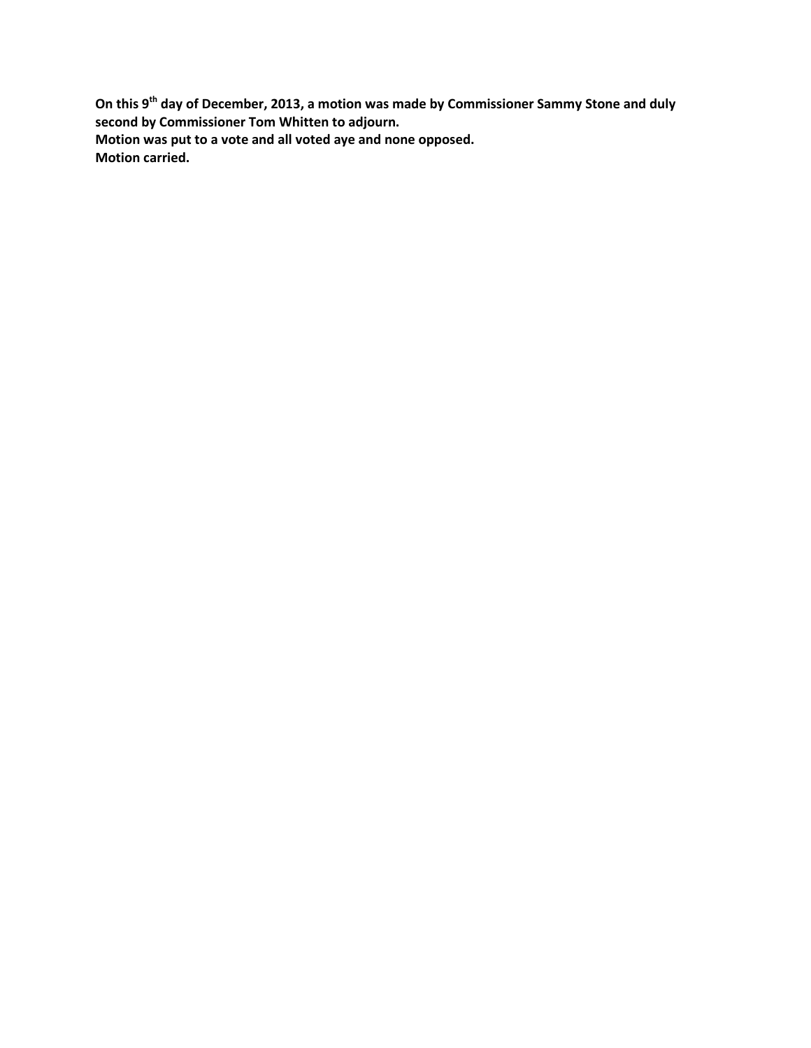**On this 9th day of December, 2013, a motion was made by Commissioner Sammy Stone and duly second by Commissioner Tom Whitten to adjourn.**
**Motion was put to a vote and all voted aye and none opposed.**
**Motion carried.**